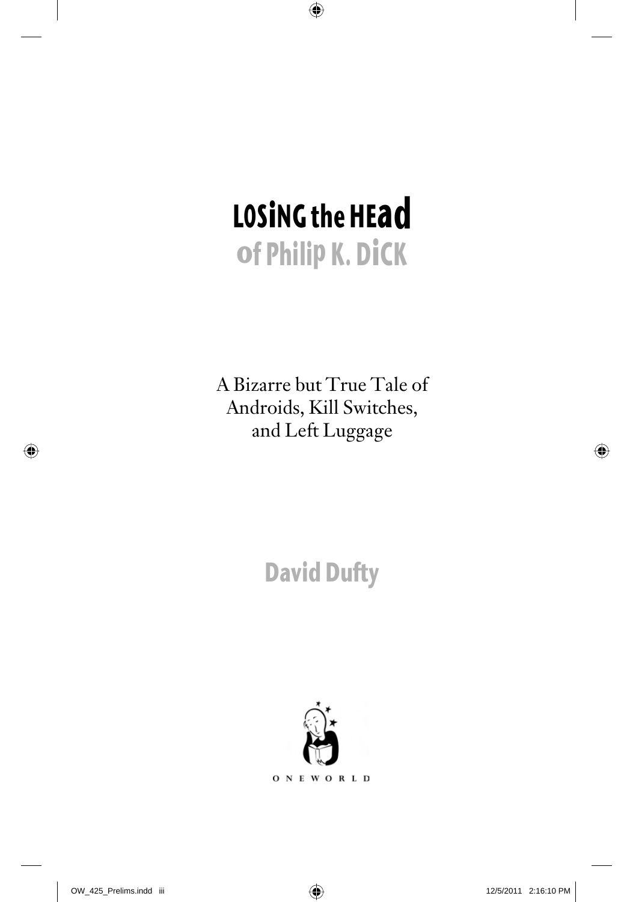# LOSING the HEAD of Philip K. DICK

A Bizarre but True Tale of Androids, Kill Switches, and Left Luggage

**David Dufty**

ONEWORLD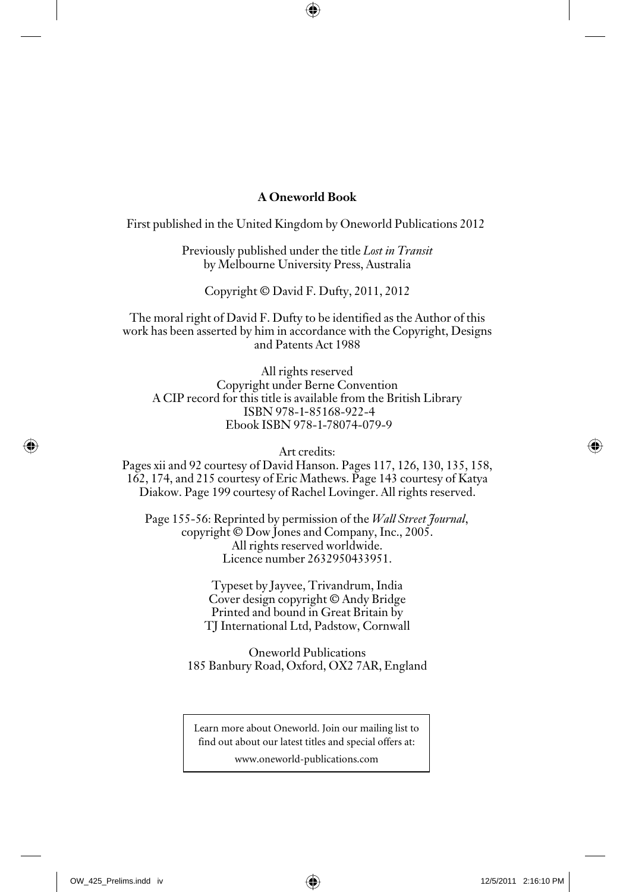**A Oneworld Book**

First published in the United Kingdom by Oneworld Publications 2012

Previously published under the title *Lost in Transit*
by Melbourne University Press, Australia

Copyright © David F. Dufty, 2011, 2012

The moral right of David F. Dufty to be identified as the Author of this work has been asserted by him in accordance with the Copyright, Designs and Patents Act 1988

All rights reserved
Copyright under Berne Convention
A CIP record for this title is available from the British Library
ISBN 978-1-85168-922-4
Ebook ISBN 978-1-78074-079-9

Art credits:
Pages xii and 92 courtesy of David Hanson. Pages 117, 126, 130, 135, 158, 162, 174, and 215 courtesy of Eric Mathews. Page 143 courtesy of Katya Diakow. Page 199 courtesy of Rachel Lovinger. All rights reserved.

Page 155-56: Reprinted by permission of the *Wall Street Journal*, copyright © Dow Jones and Company, Inc., 2005.
All rights reserved worldwide.
Licence number 2632950433951.

Typeset by Jayvee, Trivandrum, India
Cover design copyright © Andy Bridge
Printed and bound in Great Britain by
TJ International Ltd, Padstow, Cornwall

Oneworld Publications
185 Banbury Road, Oxford, OX2 7AR, England

Learn more about Oneworld. Join our mailing list to find out about our latest titles and special offers at:
www.oneworld-publications.com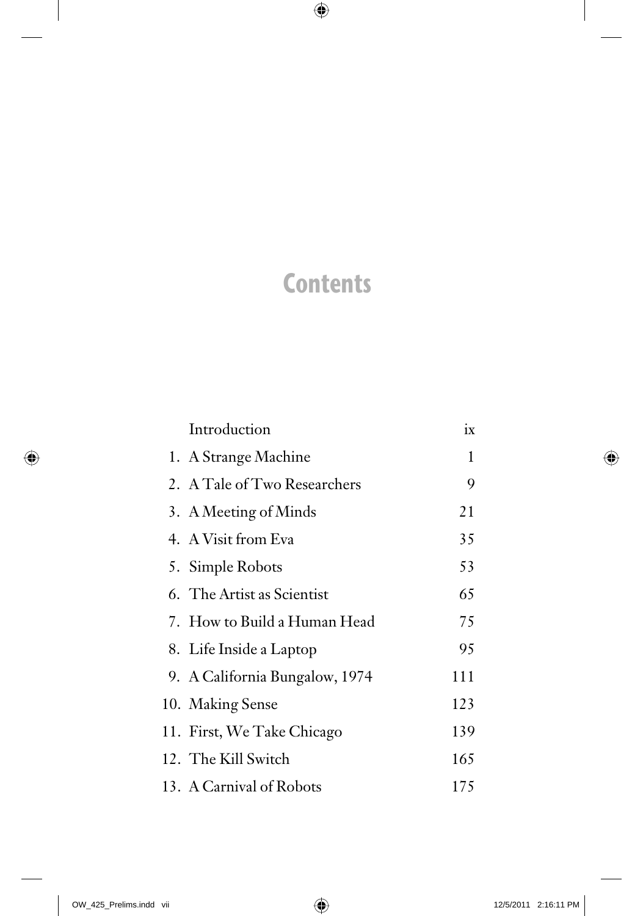# Contents

| | | |
|---|---|---|
| | Introduction | ix |
| 1. | A Strange Machine | 1 |
| 2. | A Tale of Two Researchers | 9 |
| 3. | A Meeting of Minds | 21 |
| 4. | A Visit from Eva | 35 |
| 5. | Simple Robots | 53 |
| 6. | The Artist as Scientist | 65 |
| 7. | How to Build a Human Head | 75 |
| 8. | Life Inside a Laptop | 95 |
| 9. | A California Bungalow, 1974 | 111 |
| 10. | Making Sense | 123 |
| 11. | First, We Take Chicago | 139 |
| 12. | The Kill Switch | 165 |
| 13. | A Carnival of Robots | 175 |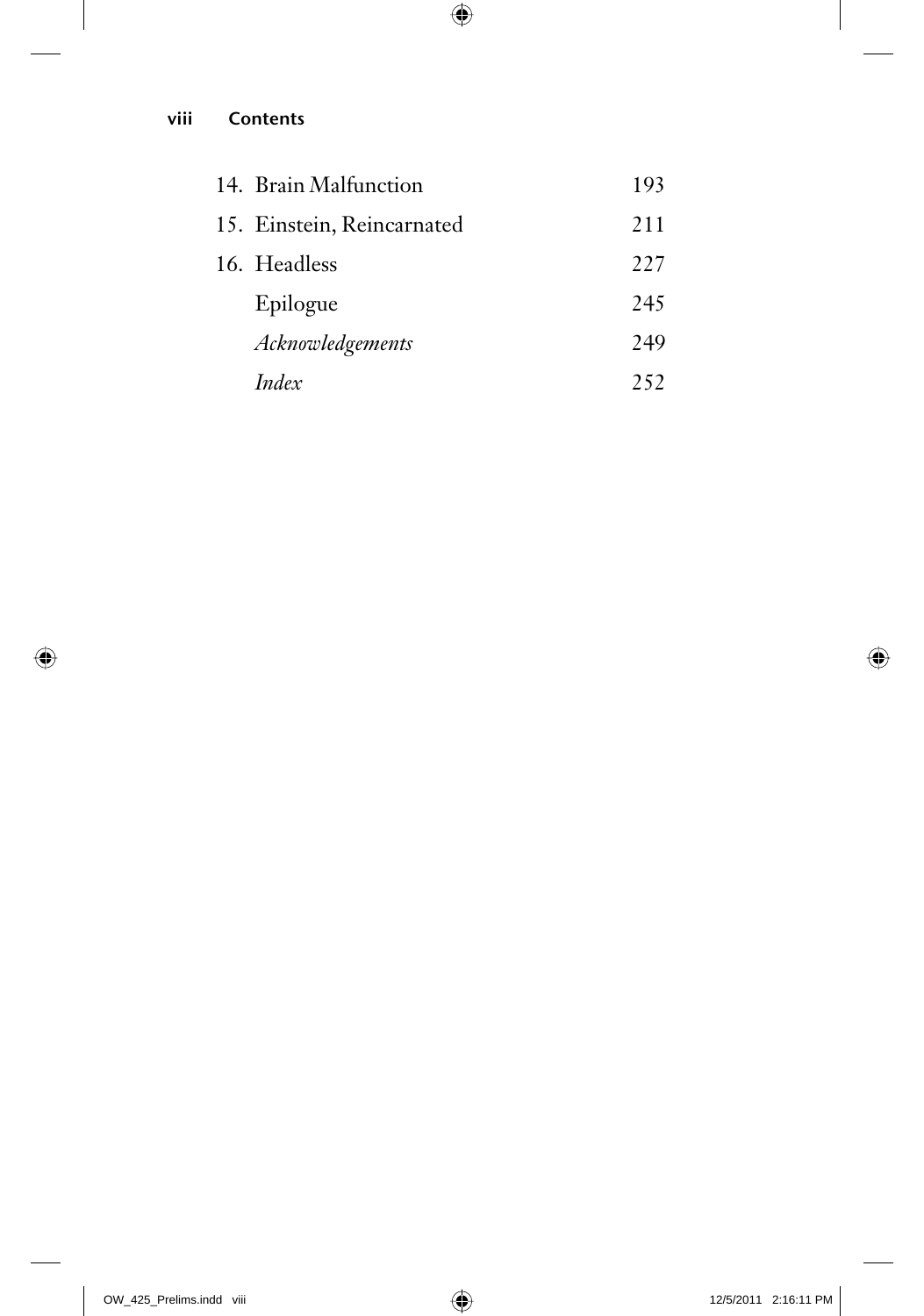| | |
|---|---|
| 14. Brain Malfunction | 193 |
| 15. Einstein, Reincarnated | 211 |
| 16. Headless | 227 |
| Epilogue | 245 |
| *Acknowledgements* | 249 |
| *Index* | 252 |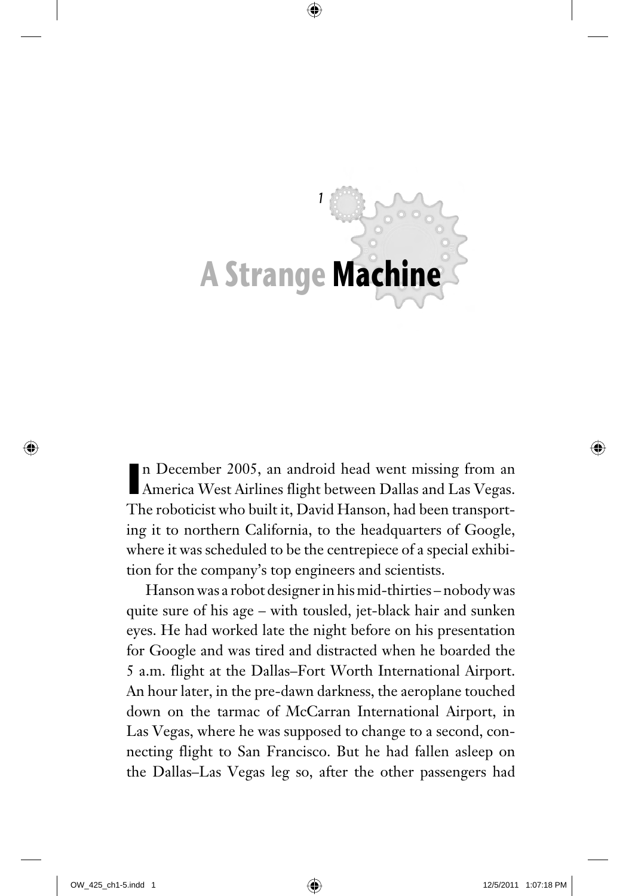# 1 A Strange Machine

In December 2005, an android head went missing from an America West Airlines flight between Dallas and Las Vegas. The roboticist who built it, David Hanson, had been transporting it to northern California, to the headquarters of Google, where it was scheduled to be the centrepiece of a special exhibition for the company's top engineers and scientists.

Hanson was a robot designer in his mid-thirties – nobody was quite sure of his age – with tousled, jet-black hair and sunken eyes. He had worked late the night before on his presentation for Google and was tired and distracted when he boarded the 5 a.m. flight at the Dallas–Fort Worth International Airport. An hour later, in the pre-dawn darkness, the aeroplane touched down on the tarmac of McCarran International Airport, in Las Vegas, where he was supposed to change to a second, connecting flight to San Francisco. But he had fallen asleep on the Dallas–Las Vegas leg so, after the other passengers had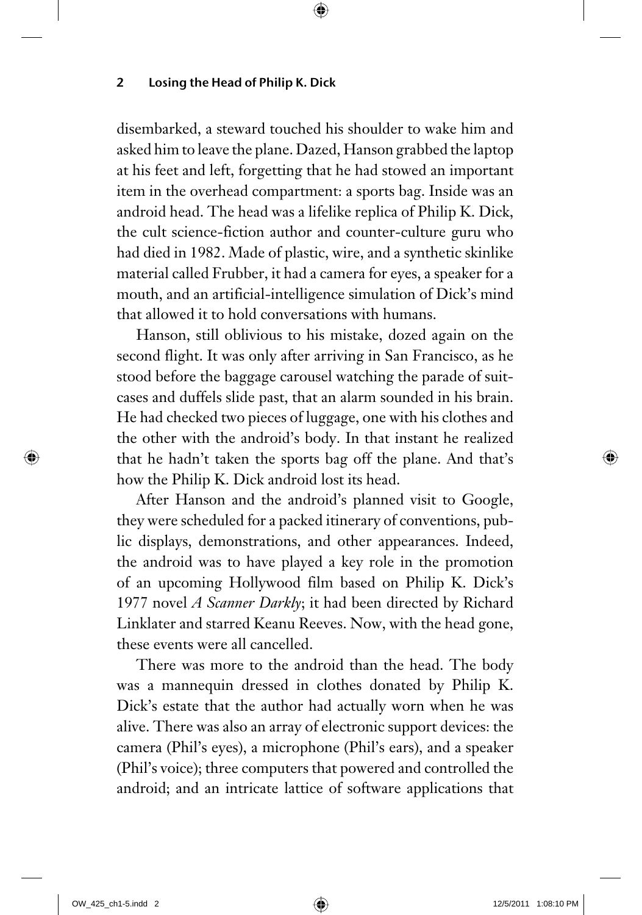disembarked, a steward touched his shoulder to wake him and asked him to leave the plane. Dazed, Hanson grabbed the laptop at his feet and left, forgetting that he had stowed an important item in the overhead compartment: a sports bag. Inside was an android head. The head was a lifelike replica of Philip K. Dick, the cult science-fiction author and counter-culture guru who had died in 1982. Made of plastic, wire, and a synthetic skinlike material called Frubber, it had a camera for eyes, a speaker for a mouth, and an artificial-intelligence simulation of Dick's mind that allowed it to hold conversations with humans.

Hanson, still oblivious to his mistake, dozed again on the second flight. It was only after arriving in San Francisco, as he stood before the baggage carousel watching the parade of suitcases and duffels slide past, that an alarm sounded in his brain. He had checked two pieces of luggage, one with his clothes and the other with the android's body. In that instant he realized that he hadn't taken the sports bag off the plane. And that's how the Philip K. Dick android lost its head.

After Hanson and the android's planned visit to Google, they were scheduled for a packed itinerary of conventions, public displays, demonstrations, and other appearances. Indeed, the android was to have played a key role in the promotion of an upcoming Hollywood film based on Philip K. Dick's 1977 novel *A Scanner Darkly*; it had been directed by Richard Linklater and starred Keanu Reeves. Now, with the head gone, these events were all cancelled.

There was more to the android than the head. The body was a mannequin dressed in clothes donated by Philip K. Dick's estate that the author had actually worn when he was alive. There was also an array of electronic support devices: the camera (Phil's eyes), a microphone (Phil's ears), and a speaker (Phil's voice); three computers that powered and controlled the android; and an intricate lattice of software applications that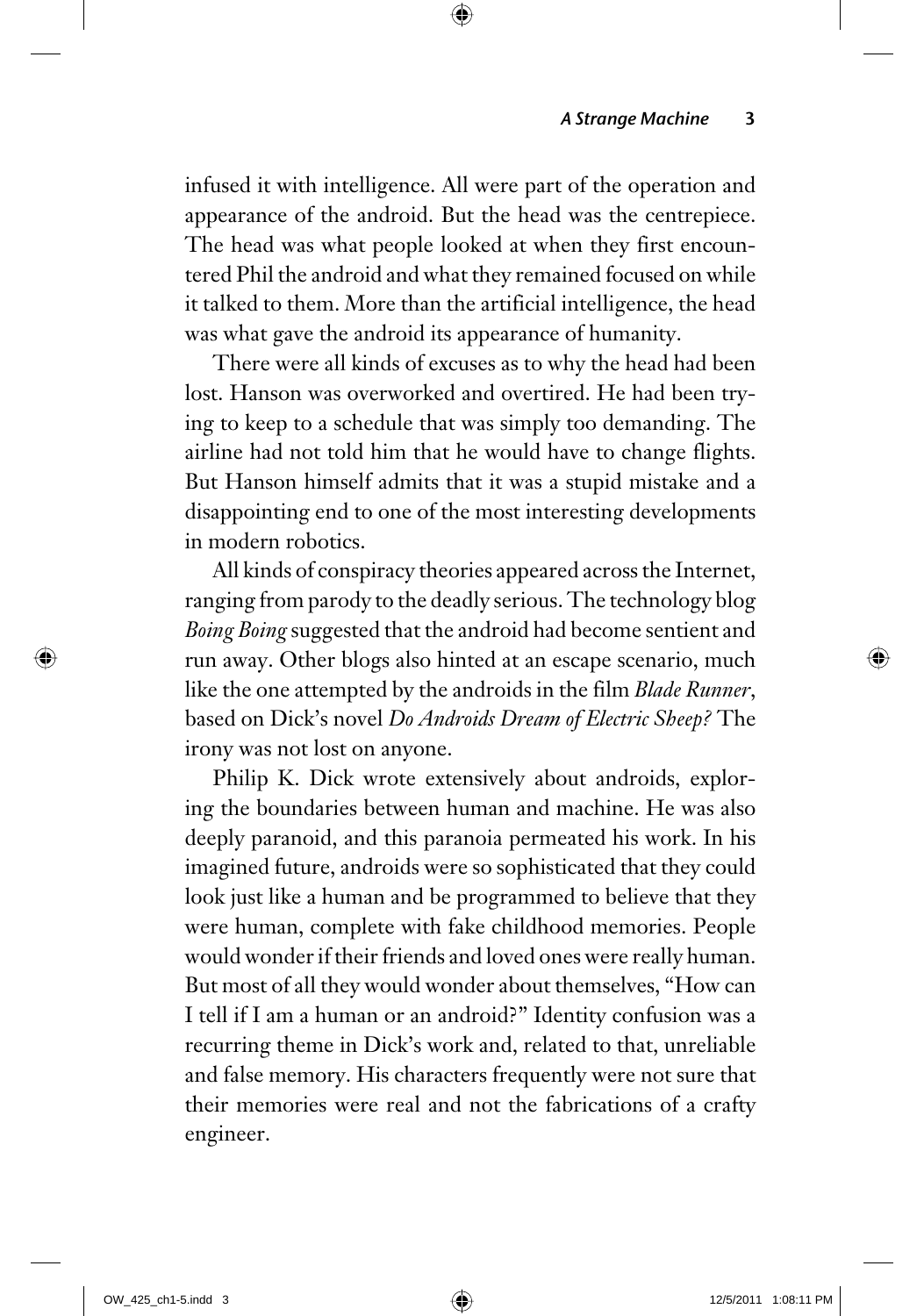infused it with intelligence. All were part of the operation and appearance of the android. But the head was the centrepiece. The head was what people looked at when they first encountered Phil the android and what they remained focused on while it talked to them. More than the artificial intelligence, the head was what gave the android its appearance of humanity.

There were all kinds of excuses as to why the head had been lost. Hanson was overworked and overtired. He had been trying to keep to a schedule that was simply too demanding. The airline had not told him that he would have to change flights. But Hanson himself admits that it was a stupid mistake and a disappointing end to one of the most interesting developments in modern robotics.

All kinds of conspiracy theories appeared across the Internet, ranging from parody to the deadly serious. The technology blog *Boing Boing* suggested that the android had become sentient and run away. Other blogs also hinted at an escape scenario, much like the one attempted by the androids in the film *Blade Runner*, based on Dick's novel *Do Androids Dream of Electric Sheep?* The irony was not lost on anyone.

Philip K. Dick wrote extensively about androids, exploring the boundaries between human and machine. He was also deeply paranoid, and this paranoia permeated his work. In his imagined future, androids were so sophisticated that they could look just like a human and be programmed to believe that they were human, complete with fake childhood memories. People would wonder if their friends and loved ones were really human. But most of all they would wonder about themselves, "How can I tell if I am a human or an android?" Identity confusion was a recurring theme in Dick's work and, related to that, unreliable and false memory. His characters frequently were not sure that their memories were real and not the fabrications of a crafty engineer.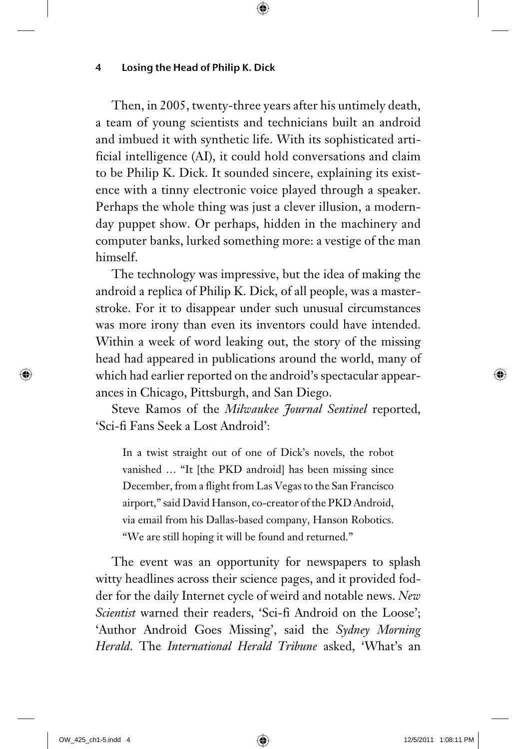Then, in 2005, twenty-three years after his untimely death, a team of young scientists and technicians built an android and imbued it with synthetic life. With its sophisticated artificial intelligence (AI), it could hold conversations and claim to be Philip K. Dick. It sounded sincere, explaining its existence with a tinny electronic voice played through a speaker. Perhaps the whole thing was just a clever illusion, a modern-day puppet show. Or perhaps, hidden in the machinery and computer banks, lurked something more: a vestige of the man himself.

The technology was impressive, but the idea of making the android a replica of Philip K. Dick, of all people, was a masterstroke. For it to disappear under such unusual circumstances was more irony than even its inventors could have intended. Within a week of word leaking out, the story of the missing head had appeared in publications around the world, many of which had earlier reported on the android's spectacular appearances in Chicago, Pittsburgh, and San Diego.

Steve Ramos of the *Milwaukee Journal Sentinel* reported, 'Sci-fi Fans Seek a Lost Android':

> In a twist straight out of one of Dick's novels, the robot vanished … "It [the PKD android] has been missing since December, from a flight from Las Vegas to the San Francisco airport," said David Hanson, co-creator of the PKD Android, via email from his Dallas-based company, Hanson Robotics. "We are still hoping it will be found and returned."

The event was an opportunity for newspapers to splash witty headlines across their science pages, and it provided fodder for the daily Internet cycle of weird and notable news. *New Scientist* warned their readers, 'Sci-fi Android on the Loose'; 'Author Android Goes Missing', said the *Sydney Morning Herald*. The *International Herald Tribune* asked, 'What's an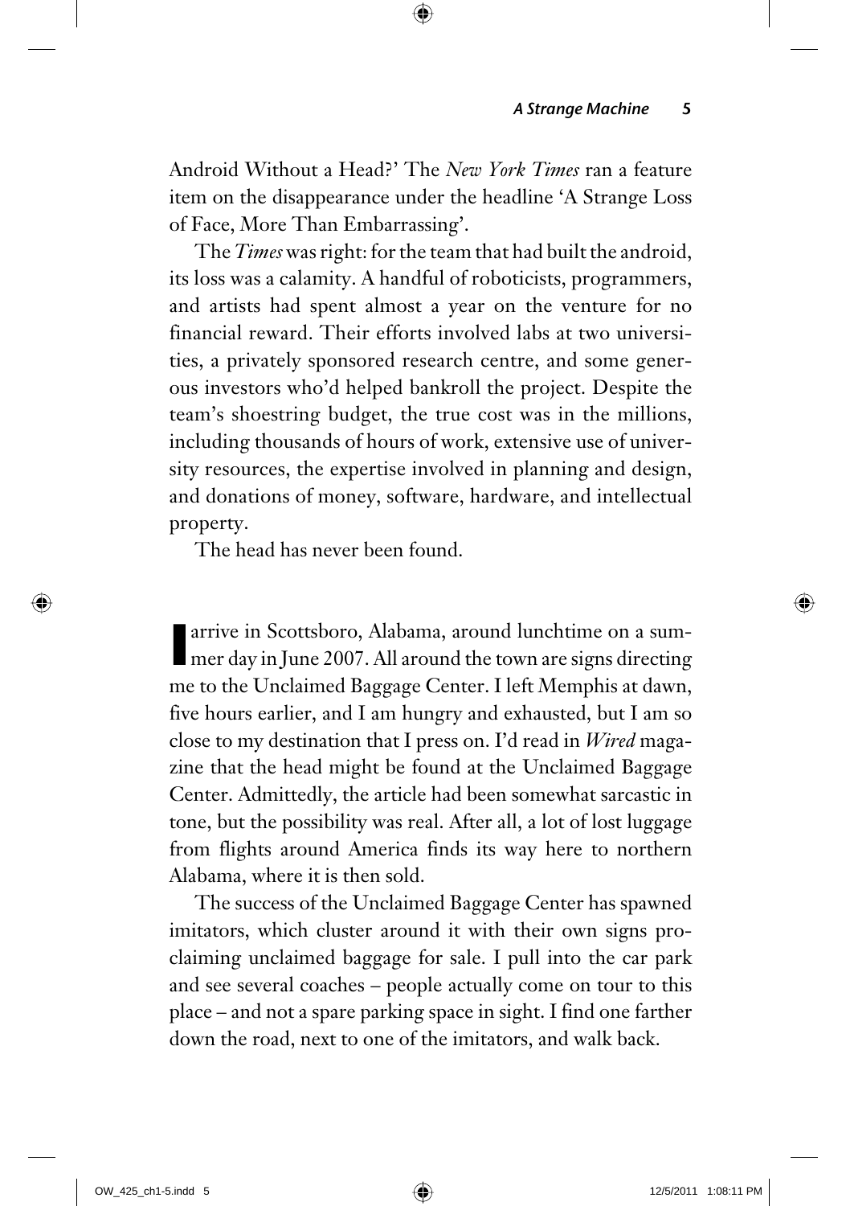Android Without a Head?' The *New York Times* ran a feature item on the disappearance under the headline 'A Strange Loss of Face, More Than Embarrassing'.

The *Times* was right: for the team that had built the android, its loss was a calamity. A handful of roboticists, programmers, and artists had spent almost a year on the venture for no financial reward. Their efforts involved labs at two universities, a privately sponsored research centre, and some generous investors who'd helped bankroll the project. Despite the team's shoestring budget, the true cost was in the millions, including thousands of hours of work, extensive use of university resources, the expertise involved in planning and design, and donations of money, software, hardware, and intellectual property.

The head has never been found.

I arrive in Scottsboro, Alabama, around lunchtime on a summer day in June 2007. All around the town are signs directing me to the Unclaimed Baggage Center. I left Memphis at dawn, five hours earlier, and I am hungry and exhausted, but I am so close to my destination that I press on. I'd read in *Wired* magazine that the head might be found at the Unclaimed Baggage Center. Admittedly, the article had been somewhat sarcastic in tone, but the possibility was real. After all, a lot of lost luggage from flights around America finds its way here to northern Alabama, where it is then sold.

The success of the Unclaimed Baggage Center has spawned imitators, which cluster around it with their own signs proclaiming unclaimed baggage for sale. I pull into the car park and see several coaches – people actually come on tour to this place – and not a spare parking space in sight. I find one farther down the road, next to one of the imitators, and walk back.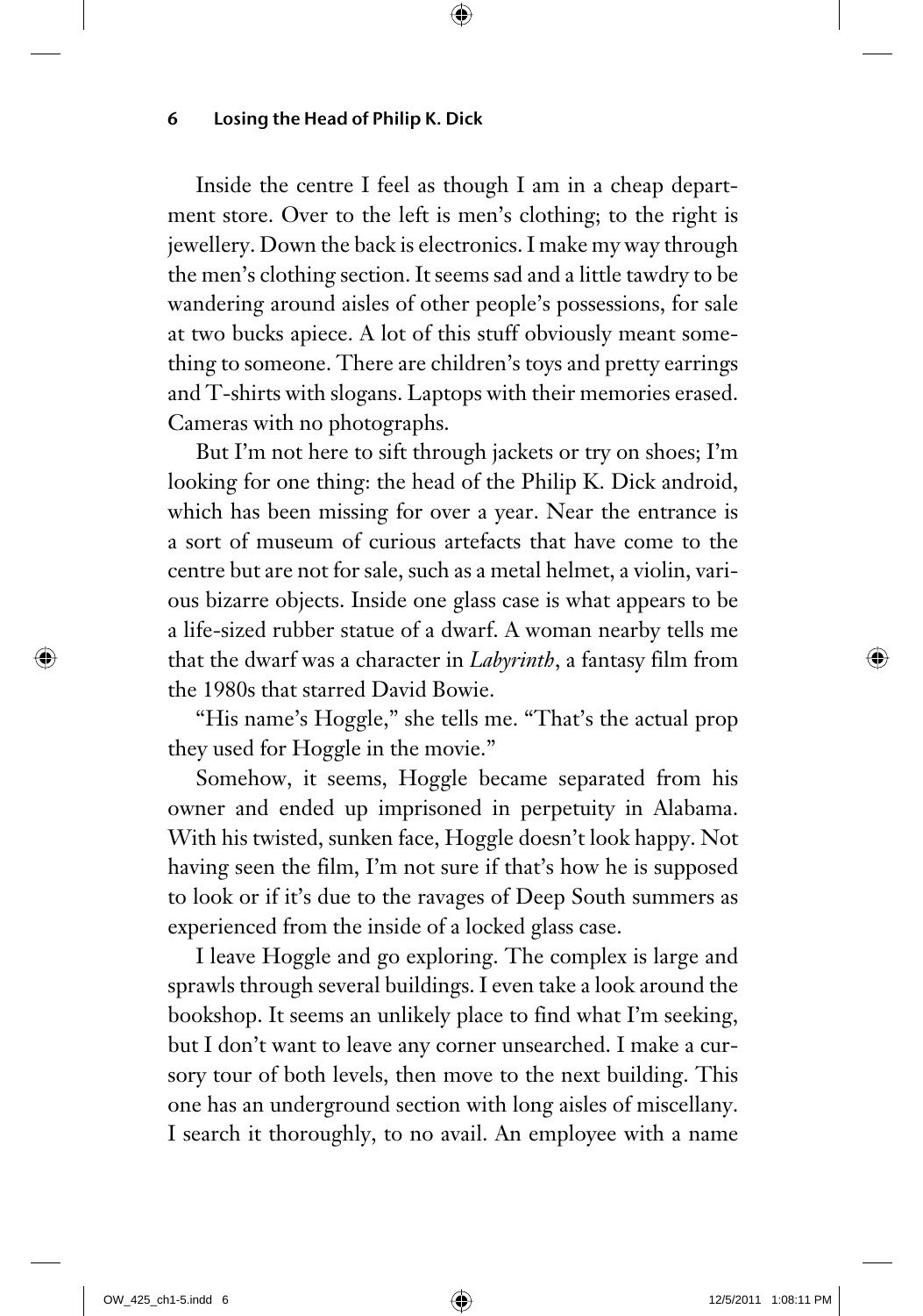Inside the centre I feel as though I am in a cheap department store. Over to the left is men's clothing; to the right is jewellery. Down the back is electronics. I make my way through the men's clothing section. It seems sad and a little tawdry to be wandering around aisles of other people's possessions, for sale at two bucks apiece. A lot of this stuff obviously meant something to someone. There are children's toys and pretty earrings and T-shirts with slogans. Laptops with their memories erased. Cameras with no photographs.

But I'm not here to sift through jackets or try on shoes; I'm looking for one thing: the head of the Philip K. Dick android, which has been missing for over a year. Near the entrance is a sort of museum of curious artefacts that have come to the centre but are not for sale, such as a metal helmet, a violin, various bizarre objects. Inside one glass case is what appears to be a life-sized rubber statue of a dwarf. A woman nearby tells me that the dwarf was a character in *Labyrinth*, a fantasy film from the 1980s that starred David Bowie.

"His name's Hoggle," she tells me. "That's the actual prop they used for Hoggle in the movie."

Somehow, it seems, Hoggle became separated from his owner and ended up imprisoned in perpetuity in Alabama. With his twisted, sunken face, Hoggle doesn't look happy. Not having seen the film, I'm not sure if that's how he is supposed to look or if it's due to the ravages of Deep South summers as experienced from the inside of a locked glass case.

I leave Hoggle and go exploring. The complex is large and sprawls through several buildings. I even take a look around the bookshop. It seems an unlikely place to find what I'm seeking, but I don't want to leave any corner unsearched. I make a cursory tour of both levels, then move to the next building. This one has an underground section with long aisles of miscellany. I search it thoroughly, to no avail. An employee with a name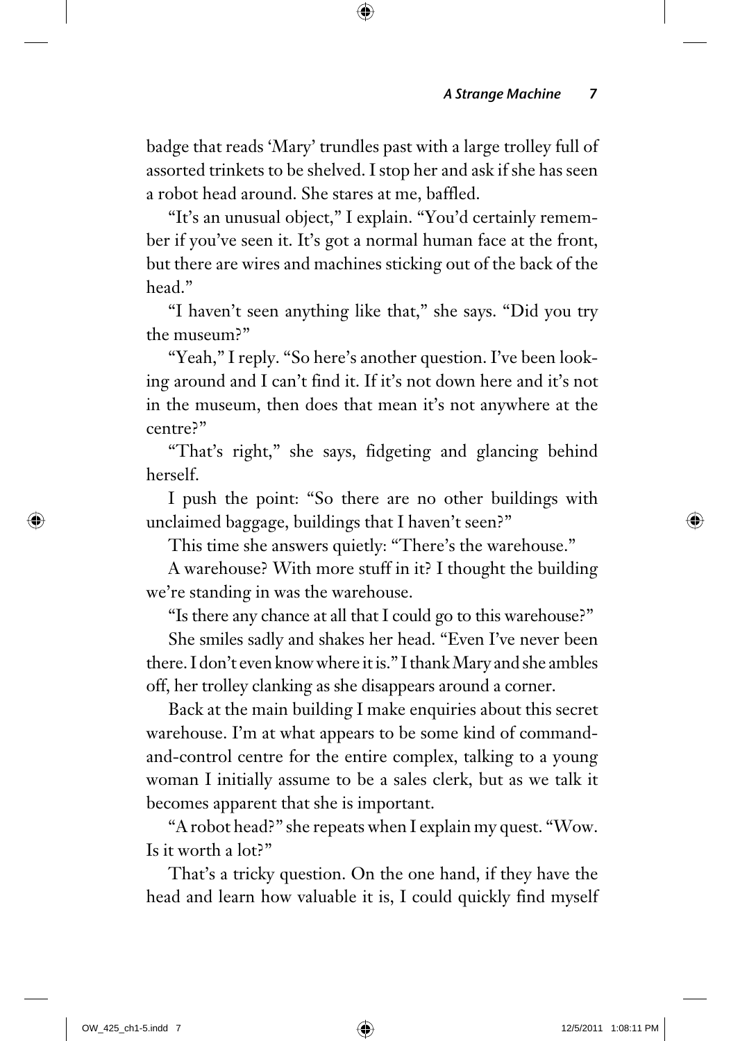badge that reads 'Mary' trundles past with a large trolley full of assorted trinkets to be shelved. I stop her and ask if she has seen a robot head around. She stares at me, baffled.

"It's an unusual object," I explain. "You'd certainly remember if you've seen it. It's got a normal human face at the front, but there are wires and machines sticking out of the back of the head."

"I haven't seen anything like that," she says. "Did you try the museum?"

"Yeah," I reply. "So here's another question. I've been looking around and I can't find it. If it's not down here and it's not in the museum, then does that mean it's not anywhere at the centre?"

"That's right," she says, fidgeting and glancing behind herself.

I push the point: "So there are no other buildings with unclaimed baggage, buildings that I haven't seen?"

This time she answers quietly: "There's the warehouse."

A warehouse? With more stuff in it? I thought the building we're standing in was the warehouse.

"Is there any chance at all that I could go to this warehouse?"

She smiles sadly and shakes her head. "Even I've never been there. I don't even know where it is." I thank Mary and she ambles off, her trolley clanking as she disappears around a corner.

Back at the main building I make enquiries about this secret warehouse. I'm at what appears to be some kind of command-and-control centre for the entire complex, talking to a young woman I initially assume to be a sales clerk, but as we talk it becomes apparent that she is important.

"A robot head?" she repeats when I explain my quest. "Wow. Is it worth a lot?"

That's a tricky question. On the one hand, if they have the head and learn how valuable it is, I could quickly find myself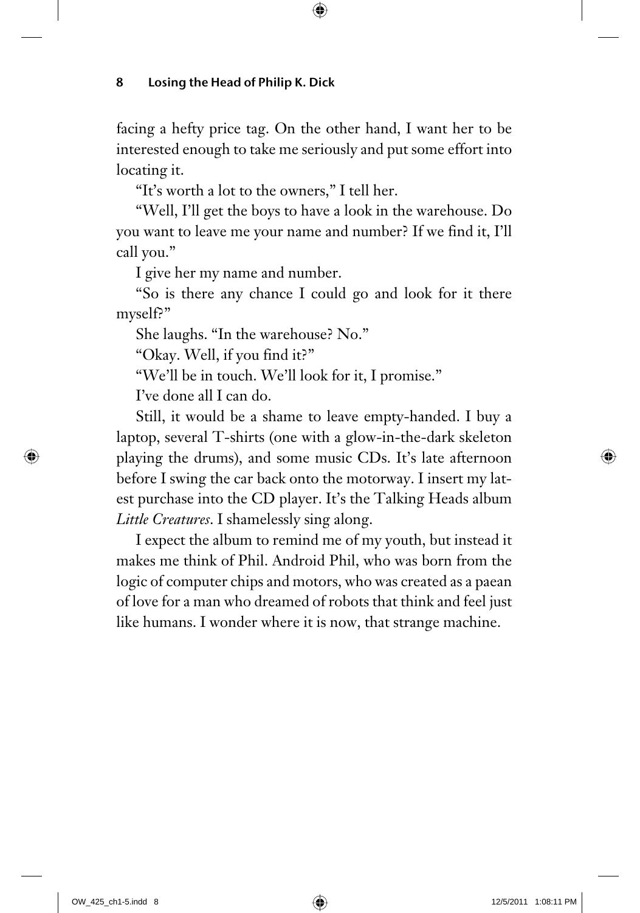facing a hefty price tag. On the other hand, I want her to be interested enough to take me seriously and put some effort into locating it.

"It's worth a lot to the owners," I tell her.

"Well, I'll get the boys to have a look in the warehouse. Do you want to leave me your name and number? If we find it, I'll call you."

I give her my name and number.

"So is there any chance I could go and look for it there myself?"

She laughs. "In the warehouse? No."

"Okay. Well, if you find it?"

"We'll be in touch. We'll look for it, I promise."

I've done all I can do.

Still, it would be a shame to leave empty-handed. I buy a laptop, several T-shirts (one with a glow-in-the-dark skeleton playing the drums), and some music CDs. It's late afternoon before I swing the car back onto the motorway. I insert my latest purchase into the CD player. It's the Talking Heads album *Little Creatures*. I shamelessly sing along.

I expect the album to remind me of my youth, but instead it makes me think of Phil. Android Phil, who was born from the logic of computer chips and motors, who was created as a paean of love for a man who dreamed of robots that think and feel just like humans. I wonder where it is now, that strange machine.